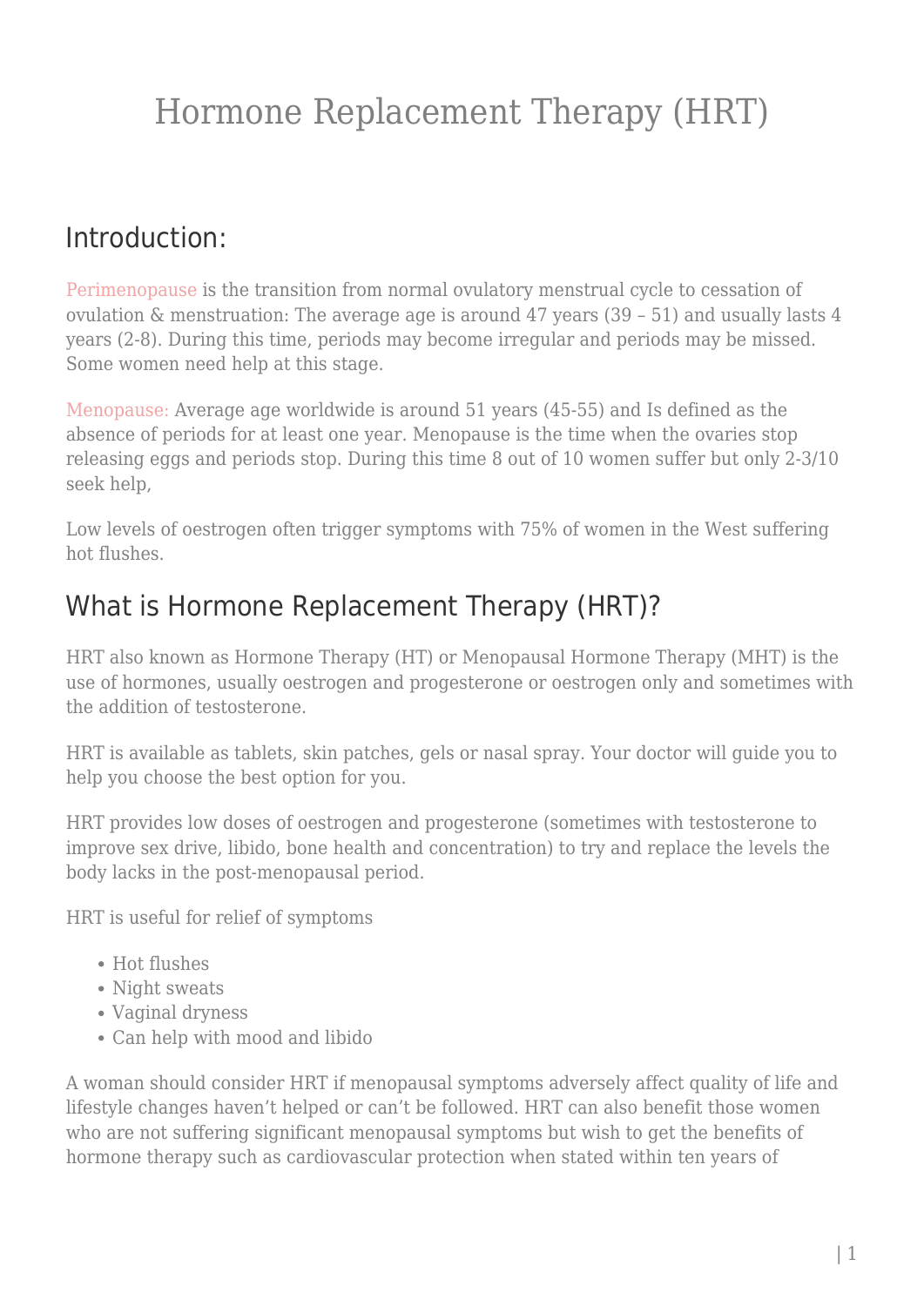# Hormone Replacement Therapy (HRT)

## Introduction:

Perimenopause is the transition from normal ovulatory menstrual cycle to cessation of ovulation & menstruation: The average age is around 47 years (39 – 51) and usually lasts 4 years (2-8). During this time, periods may become irregular and periods may be missed. Some women need help at this stage.

Menopause: Average age worldwide is around 51 years (45-55) and Is defined as the absence of periods for at least one year. Menopause is the time when the ovaries stop releasing eggs and periods stop. During this time 8 out of 10 women suffer but only 2-3/10 seek help,

Low levels of oestrogen often trigger symptoms with 75% of women in the West suffering hot flushes.

## What is Hormone Replacement Therapy (HRT)?

HRT also known as Hormone Therapy (HT) or Menopausal Hormone Therapy (MHT) is the use of hormones, usually oestrogen and progesterone or oestrogen only and sometimes with the addition of testosterone.

HRT is available as tablets, skin patches, gels or nasal spray. Your doctor will guide you to help you choose the best option for you.

HRT provides low doses of oestrogen and progesterone (sometimes with testosterone to improve sex drive, libido, bone health and concentration) to try and replace the levels the body lacks in the post-menopausal period.

HRT is useful for relief of symptoms

- Hot flushes
- Night sweats
- Vaginal dryness
- Can help with mood and libido

A woman should consider HRT if menopausal symptoms adversely affect quality of life and lifestyle changes haven't helped or can't be followed. HRT can also benefit those women who are not suffering significant menopausal symptoms but wish to get the benefits of hormone therapy such as cardiovascular protection when stated within ten years of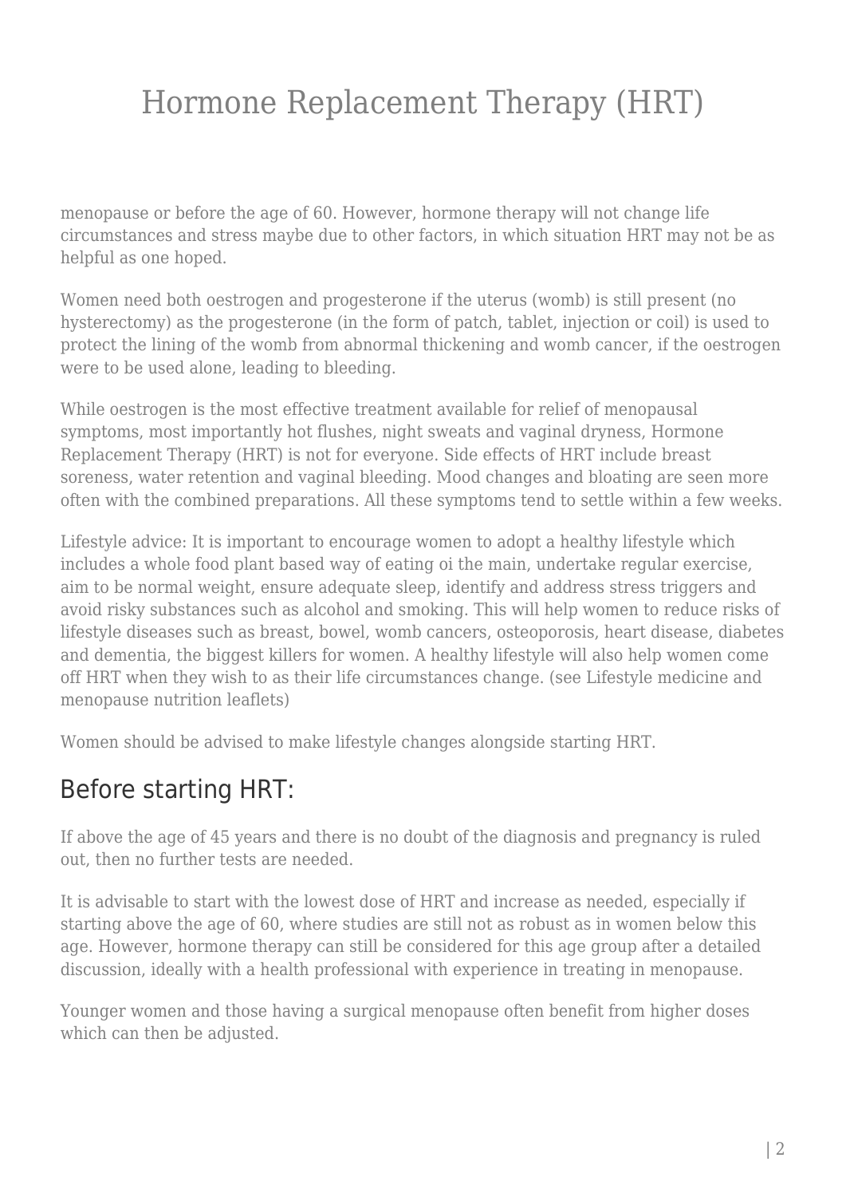menopause or before the age of 60. However, hormone therapy will not change life circumstances and stress maybe due to other factors, in which situation HRT may not be as helpful as one hoped.

Women need both oestrogen and progesterone if the uterus (womb) is still present (no hysterectomy) as the progesterone (in the form of patch, tablet, injection or coil) is used to protect the lining of the womb from abnormal thickening and womb cancer, if the oestrogen were to be used alone, leading to bleeding.

While oestrogen is the most effective treatment available for relief of menopausal symptoms, most importantly hot flushes, night sweats and vaginal dryness, Hormone Replacement Therapy (HRT) is not for everyone. Side effects of HRT include breast soreness, water retention and vaginal bleeding. Mood changes and bloating are seen more often with the combined preparations. All these symptoms tend to settle within a few weeks.

Lifestyle advice: It is important to encourage women to adopt a healthy lifestyle which includes a whole food plant based way of eating oi the main, undertake regular exercise, aim to be normal weight, ensure adequate sleep, identify and address stress triggers and avoid risky substances such as alcohol and smoking. This will help women to reduce risks of lifestyle diseases such as breast, bowel, womb cancers, osteoporosis, heart disease, diabetes and dementia, the biggest killers for women. A healthy lifestyle will also help women come off HRT when they wish to as their life circumstances change. (see Lifestyle medicine and menopause nutrition leaflets)

Women should be advised to make lifestyle changes alongside starting HRT.

## Before starting HRT:

If above the age of 45 years and there is no doubt of the diagnosis and pregnancy is ruled out, then no further tests are needed.

It is advisable to start with the lowest dose of HRT and increase as needed, especially if starting above the age of 60, where studies are still not as robust as in women below this age. However, hormone therapy can still be considered for this age group after a detailed discussion, ideally with a health professional with experience in treating in menopause.

Younger women and those having a surgical menopause often benefit from higher doses which can then be adjusted.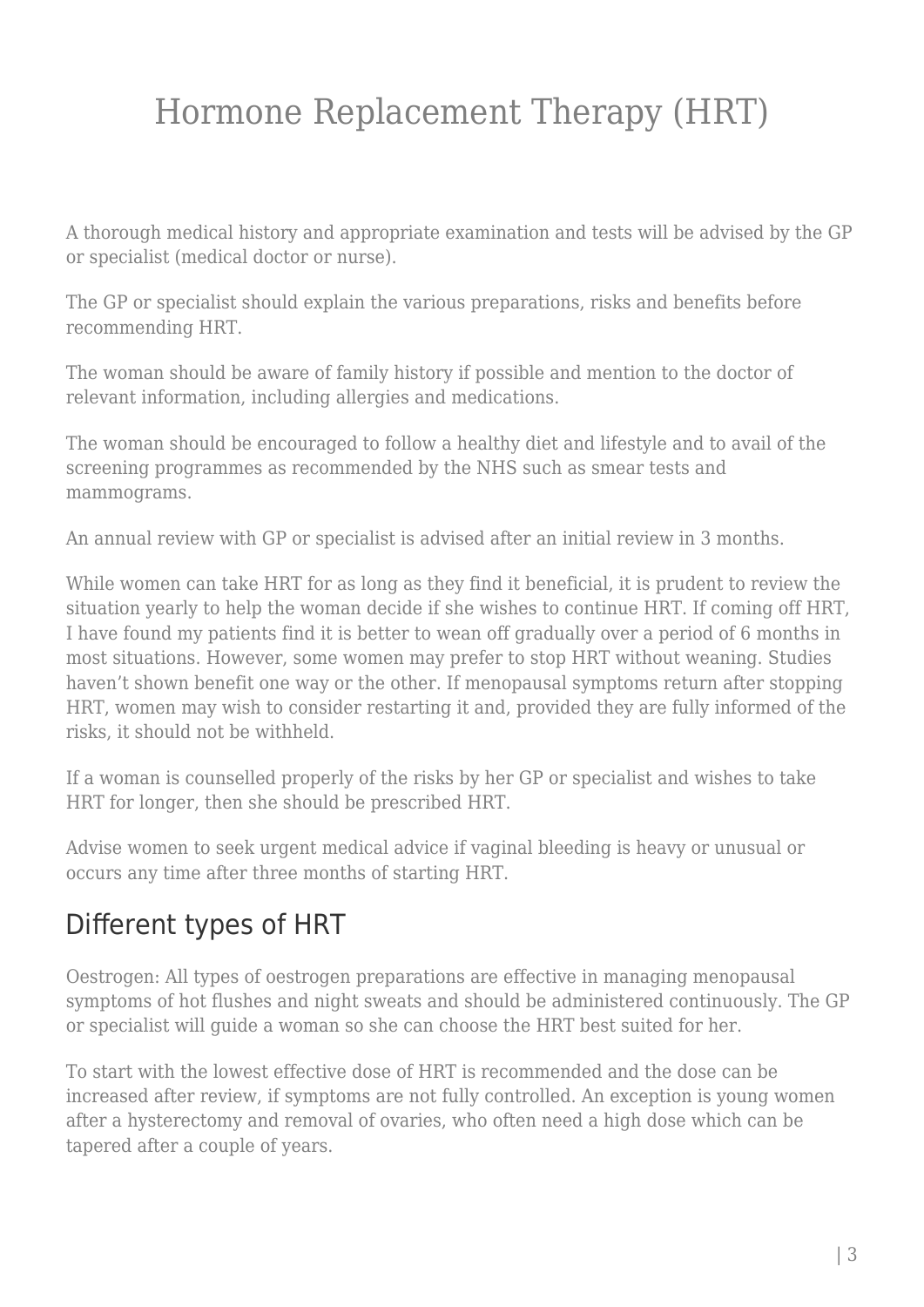# Hormone Replacement Therapy (HRT)

A thorough medical history and appropriate examination and tests will be advised by the GP or specialist (medical doctor or nurse).

The GP or specialist should explain the various preparations, risks and benefits before recommending HRT.

The woman should be aware of family history if possible and mention to the doctor of relevant information, including allergies and medications.

The woman should be encouraged to follow a healthy diet and lifestyle and to avail of the screening programmes as recommended by the NHS such as smear tests and mammograms.

An annual review with GP or specialist is advised after an initial review in 3 months.

While women can take HRT for as long as they find it beneficial, it is prudent to review the situation yearly to help the woman decide if she wishes to continue HRT. If coming off HRT, I have found my patients find it is better to wean off gradually over a period of 6 months in most situations. However, some women may prefer to stop HRT without weaning. Studies haven't shown benefit one way or the other. If menopausal symptoms return after stopping HRT, women may wish to consider restarting it and, provided they are fully informed of the risks, it should not be withheld.

If a woman is counselled properly of the risks by her GP or specialist and wishes to take HRT for longer, then she should be prescribed HRT.

Advise women to seek urgent medical advice if vaginal bleeding is heavy or unusual or occurs any time after three months of starting HRT.

## Different types of HRT

Oestrogen: All types of oestrogen preparations are effective in managing menopausal symptoms of hot flushes and night sweats and should be administered continuously. The GP or specialist will guide a woman so she can choose the HRT best suited for her.

To start with the lowest effective dose of HRT is recommended and the dose can be increased after review, if symptoms are not fully controlled. An exception is young women after a hysterectomy and removal of ovaries, who often need a high dose which can be tapered after a couple of years.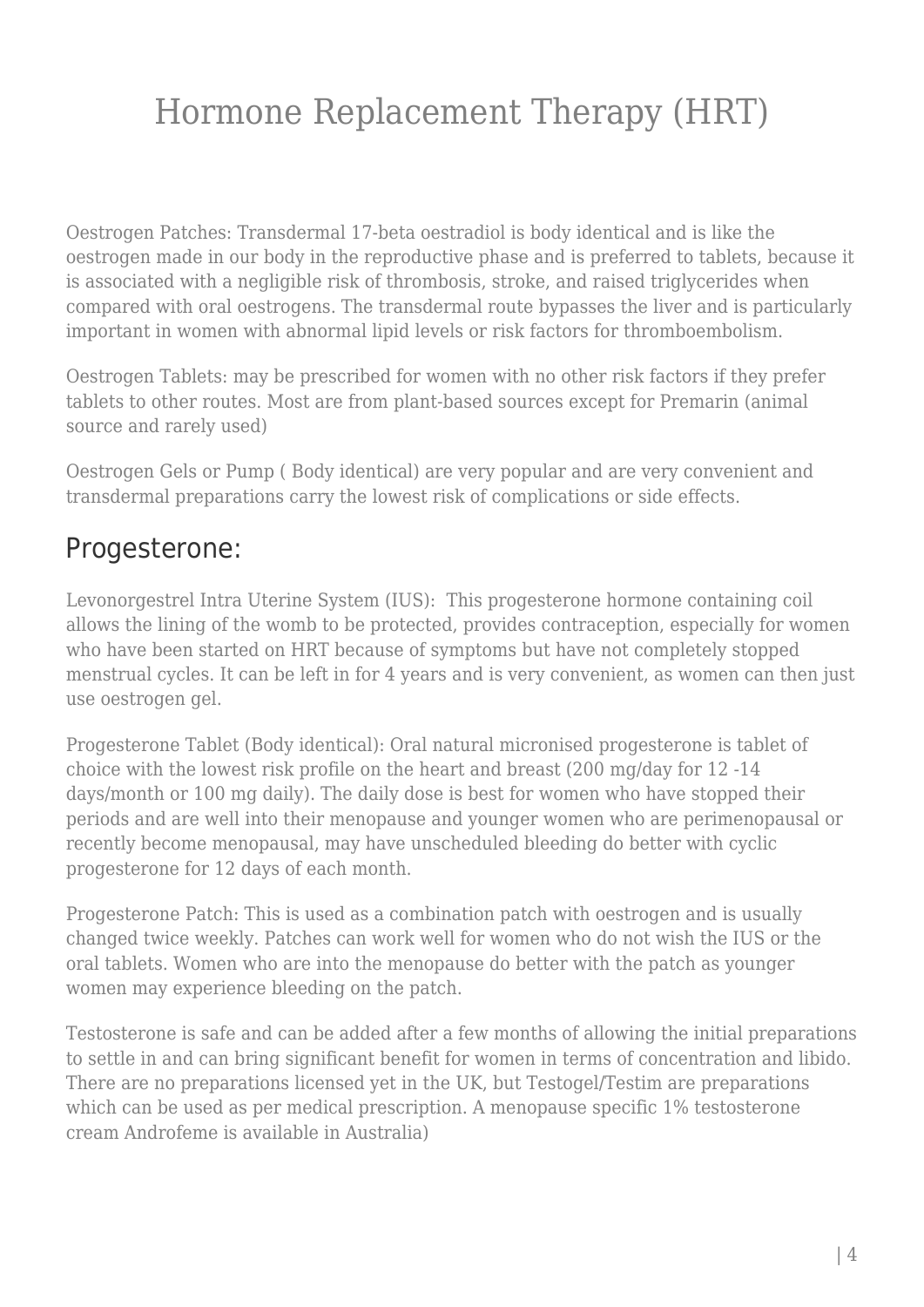# Hormone Replacement Therapy (HRT)

Oestrogen Patches: Transdermal 17-beta oestradiol is body identical and is like the oestrogen made in our body in the reproductive phase and is preferred to tablets, because it is associated with a negligible risk of thrombosis, stroke, and raised triglycerides when compared with oral oestrogens. The transdermal route bypasses the liver and is particularly important in women with abnormal lipid levels or risk factors for thromboembolism.

Oestrogen Tablets: may be prescribed for women with no other risk factors if they prefer tablets to other routes. Most are from plant-based sources except for Premarin (animal source and rarely used)

Oestrogen Gels or Pump ( Body identical) are very popular and are very convenient and transdermal preparations carry the lowest risk of complications or side effects.

## Progesterone:

Levonorgestrel Intra Uterine System (IUS): This progesterone hormone containing coil allows the lining of the womb to be protected, provides contraception, especially for women who have been started on HRT because of symptoms but have not completely stopped menstrual cycles. It can be left in for 4 years and is very convenient, as women can then just use oestrogen gel.

Progesterone Tablet (Body identical): Oral natural micronised progesterone is tablet of choice with the lowest risk profile on the heart and breast (200 mg/day for 12 -14 days/month or 100 mg daily). The daily dose is best for women who have stopped their periods and are well into their menopause and younger women who are perimenopausal or recently become menopausal, may have unscheduled bleeding do better with cyclic progesterone for 12 days of each month.

Progesterone Patch: This is used as a combination patch with oestrogen and is usually changed twice weekly. Patches can work well for women who do not wish the IUS or the oral tablets. Women who are into the menopause do better with the patch as younger women may experience bleeding on the patch.

Testosterone is safe and can be added after a few months of allowing the initial preparations to settle in and can bring significant benefit for women in terms of concentration and libido. There are no preparations licensed yet in the UK, but Testogel/Testim are preparations which can be used as per medical prescription. A menopause specific 1% testosterone cream Androfeme is available in Australia)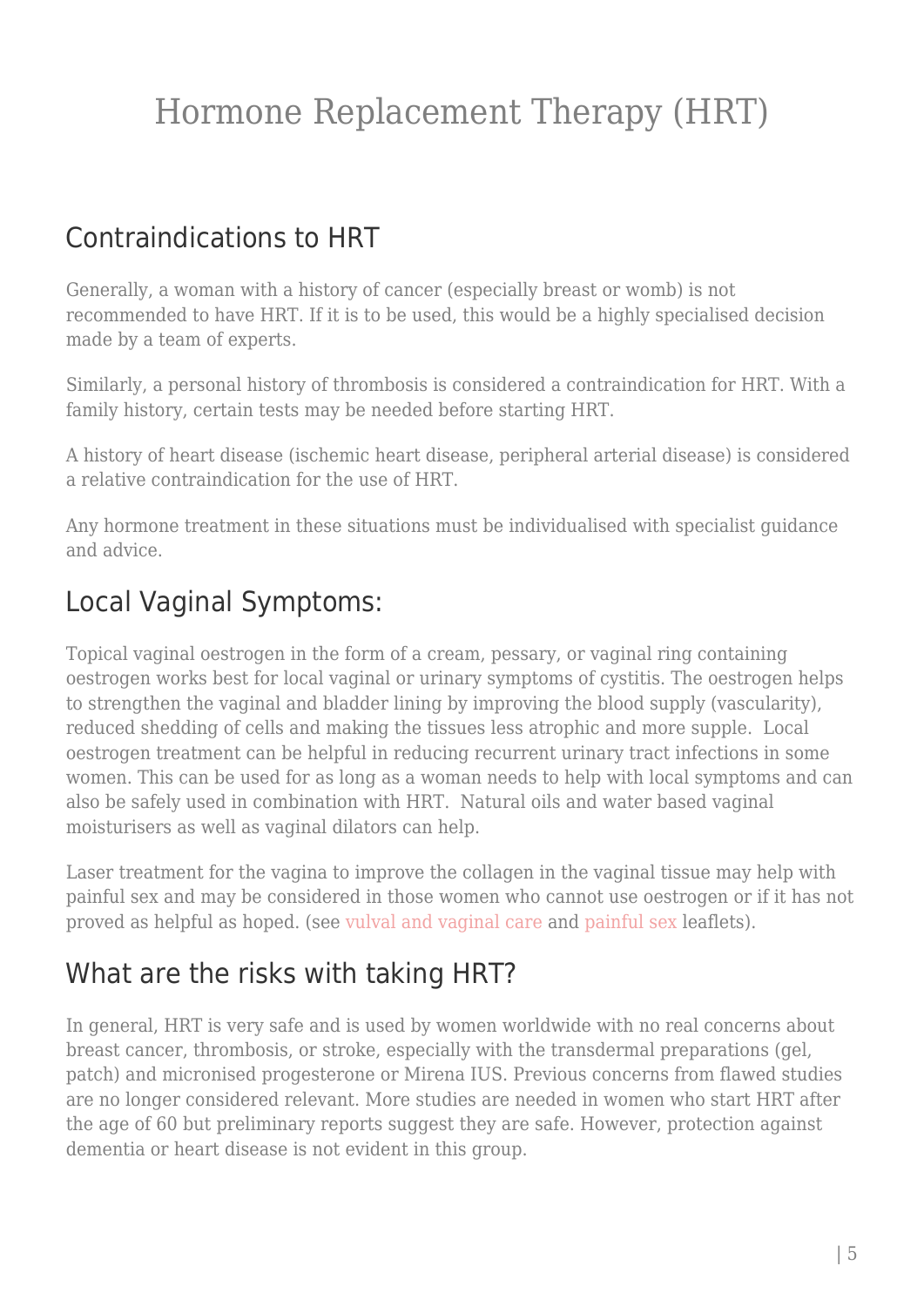# Hormone Replacement Therapy (HRT)

## Contraindications to HRT

Generally, a woman with a history of cancer (especially breast or womb) is not recommended to have HRT. If it is to be used, this would be a highly specialised decision made by a team of experts.

Similarly, a personal history of thrombosis is considered a contraindication for HRT. With a family history, certain tests may be needed before starting HRT.

A history of heart disease (ischemic heart disease, peripheral arterial disease) is considered a relative contraindication for the use of HRT.

Any hormone treatment in these situations must be individualised with specialist guidance and advice.

## Local Vaginal Symptoms:

Topical vaginal oestrogen in the form of a cream, pessary, or vaginal ring containing oestrogen works best for local vaginal or urinary symptoms of cystitis. The oestrogen helps to strengthen the vaginal and bladder lining by improving the blood supply (vascularity), reduced shedding of cells and making the tissues less atrophic and more supple. Local oestrogen treatment can be helpful in reducing recurrent urinary tract infections in some women. This can be used for as long as a woman needs to help with local symptoms and can also be safely used in combination with HRT. Natural oils and water based vaginal moisturisers as well as vaginal dilators can help.

Laser treatment for the vagina to improve the collagen in the vaginal tissue may help with painful sex and may be considered in those women who cannot use oestrogen or if it has not proved as helpful as hoped. (see vulval and vaginal care and painful sex leaflets).

## What are the risks with taking HRT?

In general, HRT is very safe and is used by women worldwide with no real concerns about breast cancer, thrombosis, or stroke, especially with the transdermal preparations (gel, patch) and micronised progesterone or Mirena IUS. Previous concerns from flawed studies are no longer considered relevant. More studies are needed in women who start HRT after the age of 60 but preliminary reports suggest they are safe. However, protection against dementia or heart disease is not evident in this group.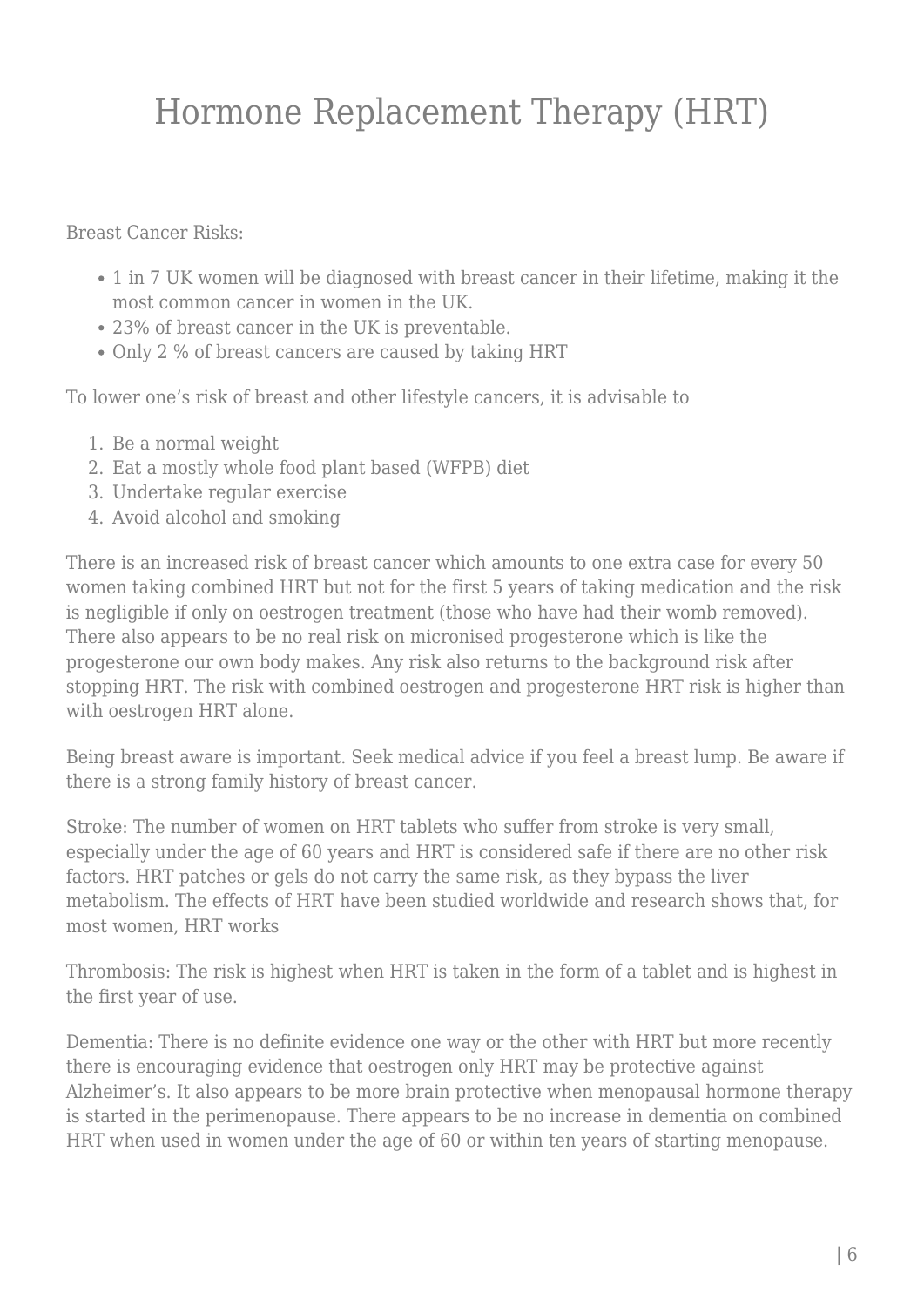# Hormone Replacement Therapy (HRT)

Breast Cancer Risks:

- 1 in 7 UK women will be diagnosed with breast cancer in their lifetime, making it the most common cancer in women in the UK.
- 23% of breast cancer in the UK is preventable.
- Only 2 % of breast cancers are caused by taking HRT

To lower one's risk of breast and other lifestyle cancers, it is advisable to

1. Be a normal weight
2. Eat a mostly whole food plant based (WFPB) diet
3. Undertake regular exercise
4. Avoid alcohol and smoking

There is an increased risk of breast cancer which amounts to one extra case for every 50 women taking combined HRT but not for the first 5 years of taking medication and the risk is negligible if only on oestrogen treatment (those who have had their womb removed). There also appears to be no real risk on micronised progesterone which is like the progesterone our own body makes. Any risk also returns to the background risk after stopping HRT. The risk with combined oestrogen and progesterone HRT risk is higher than with oestrogen HRT alone.

Being breast aware is important. Seek medical advice if you feel a breast lump. Be aware if there is a strong family history of breast cancer.

Stroke: The number of women on HRT tablets who suffer from stroke is very small, especially under the age of 60 years and HRT is considered safe if there are no other risk factors. HRT patches or gels do not carry the same risk, as they bypass the liver metabolism. The effects of HRT have been studied worldwide and research shows that, for most women, HRT works

Thrombosis: The risk is highest when HRT is taken in the form of a tablet and is highest in the first year of use.

Dementia: There is no definite evidence one way or the other with HRT but more recently there is encouraging evidence that oestrogen only HRT may be protective against Alzheimer's. It also appears to be more brain protective when menopausal hormone therapy is started in the perimenopause. There appears to be no increase in dementia on combined HRT when used in women under the age of 60 or within ten years of starting menopause.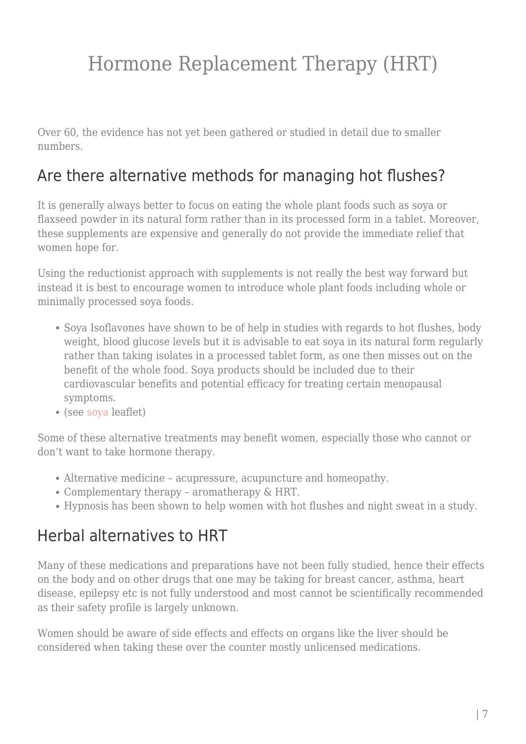Over 60, the evidence has not yet been gathered or studied in detail due to smaller numbers.

## Are there alternative methods for managing hot flushes?

It is generally always better to focus on eating the whole plant foods such as soya or flaxseed powder in its natural form rather than in its processed form in a tablet. Moreover, these supplements are expensive and generally do not provide the immediate relief that women hope for.

Using the reductionist approach with supplements is not really the best way forward but instead it is best to encourage women to introduce whole plant foods including whole or minimally processed soya foods.

- Soya Isoflavones have shown to be of help in studies with regards to hot flushes, body weight, blood glucose levels but it is advisable to eat soya in its natural form regularly rather than taking isolates in a processed tablet form, as one then misses out on the benefit of the whole food. Soya products should be included due to their cardiovascular benefits and potential efficacy for treating certain menopausal symptoms.
- (see soya leaflet)

Some of these alternative treatments may benefit women, especially those who cannot or don't want to take hormone therapy.

- Alternative medicine – acupressure, acupuncture and homeopathy.
- Complementary therapy – aromatherapy & HRT.
- Hypnosis has been shown to help women with hot flushes and night sweat in a study.

## Herbal alternatives to HRT

Many of these medications and preparations have not been fully studied, hence their effects on the body and on other drugs that one may be taking for breast cancer, asthma, heart disease, epilepsy etc is not fully understood and most cannot be scientifically recommended as their safety profile is largely unknown.

Women should be aware of side effects and effects on organs like the liver should be considered when taking these over the counter mostly unlicensed medications.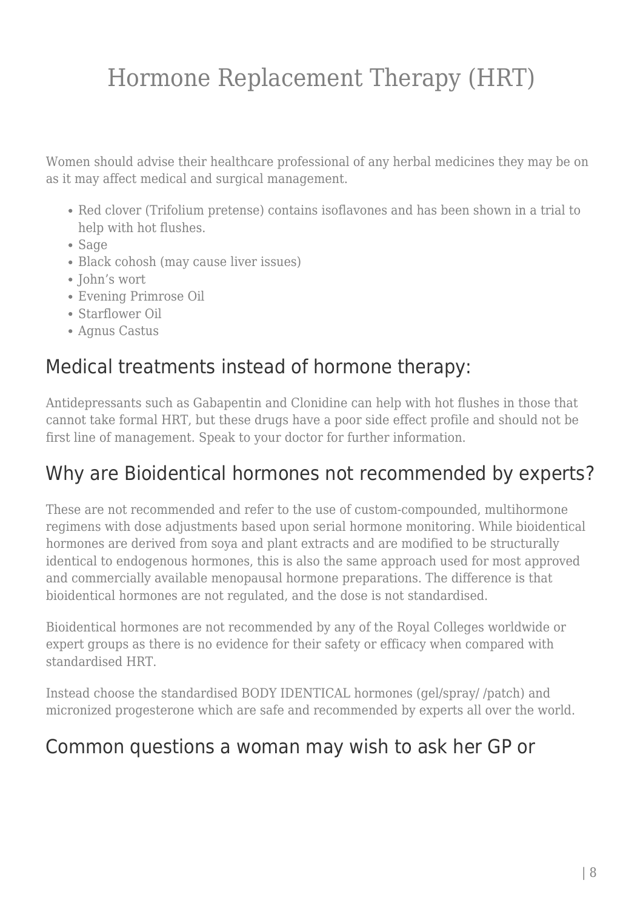# Hormone Replacement Therapy (HRT)

Women should advise their healthcare professional of any herbal medicines they may be on as it may affect medical and surgical management.

- Red clover (Trifolium pretense) contains isoflavones and has been shown in a trial to help with hot flushes.
- Sage
- Black cohosh (may cause liver issues)
- John's wort
- Evening Primrose Oil
- Starflower Oil
- Agnus Castus

## Medical treatments instead of hormone therapy:

Antidepressants such as Gabapentin and Clonidine can help with hot flushes in those that cannot take formal HRT, but these drugs have a poor side effect profile and should not be first line of management. Speak to your doctor for further information.

## Why are Bioidentical hormones not recommended by experts?

These are not recommended and refer to the use of custom-compounded, multihormone regimens with dose adjustments based upon serial hormone monitoring. While bioidentical hormones are derived from soya and plant extracts and are modified to be structurally identical to endogenous hormones, this is also the same approach used for most approved and commercially available menopausal hormone preparations. The difference is that bioidentical hormones are not regulated, and the dose is not standardised.

Bioidentical hormones are not recommended by any of the Royal Colleges worldwide or expert groups as there is no evidence for their safety or efficacy when compared with standardised HRT.

Instead choose the standardised BODY IDENTICAL hormones (gel/spray/ /patch) and micronized progesterone which are safe and recommended by experts all over the world.

## Common questions a woman may wish to ask her GP or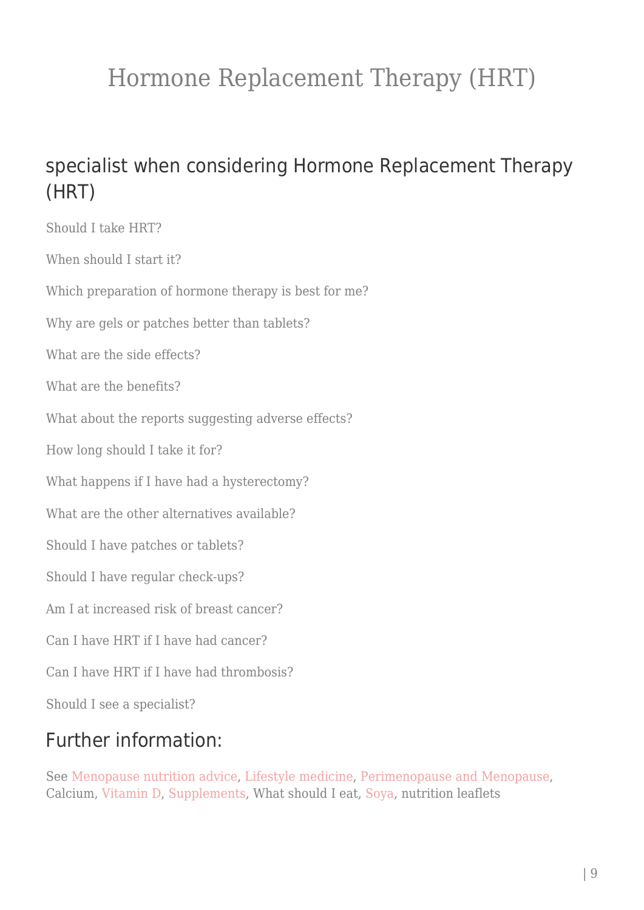# Hormone Replacement Therapy (HRT)

## specialist when considering Hormone Replacement Therapy (HRT)

Should I take HRT?

When should I start it?

Which preparation of hormone therapy is best for me?

Why are gels or patches better than tablets?

What are the side effects?

What are the benefits?

What about the reports suggesting adverse effects?

How long should I take it for?

What happens if I have had a hysterectomy?

What are the other alternatives available?

Should I have patches or tablets?

Should I have regular check-ups?

Am I at increased risk of breast cancer?

Can I have HRT if I have had cancer?

Can I have HRT if I have had thrombosis?

Should I see a specialist?

## Further information:

See Menopause nutrition advice, Lifestyle medicine, Perimenopause and Menopause, Calcium, Vitamin D, Supplements, What should I eat, Soya, nutrition leaflets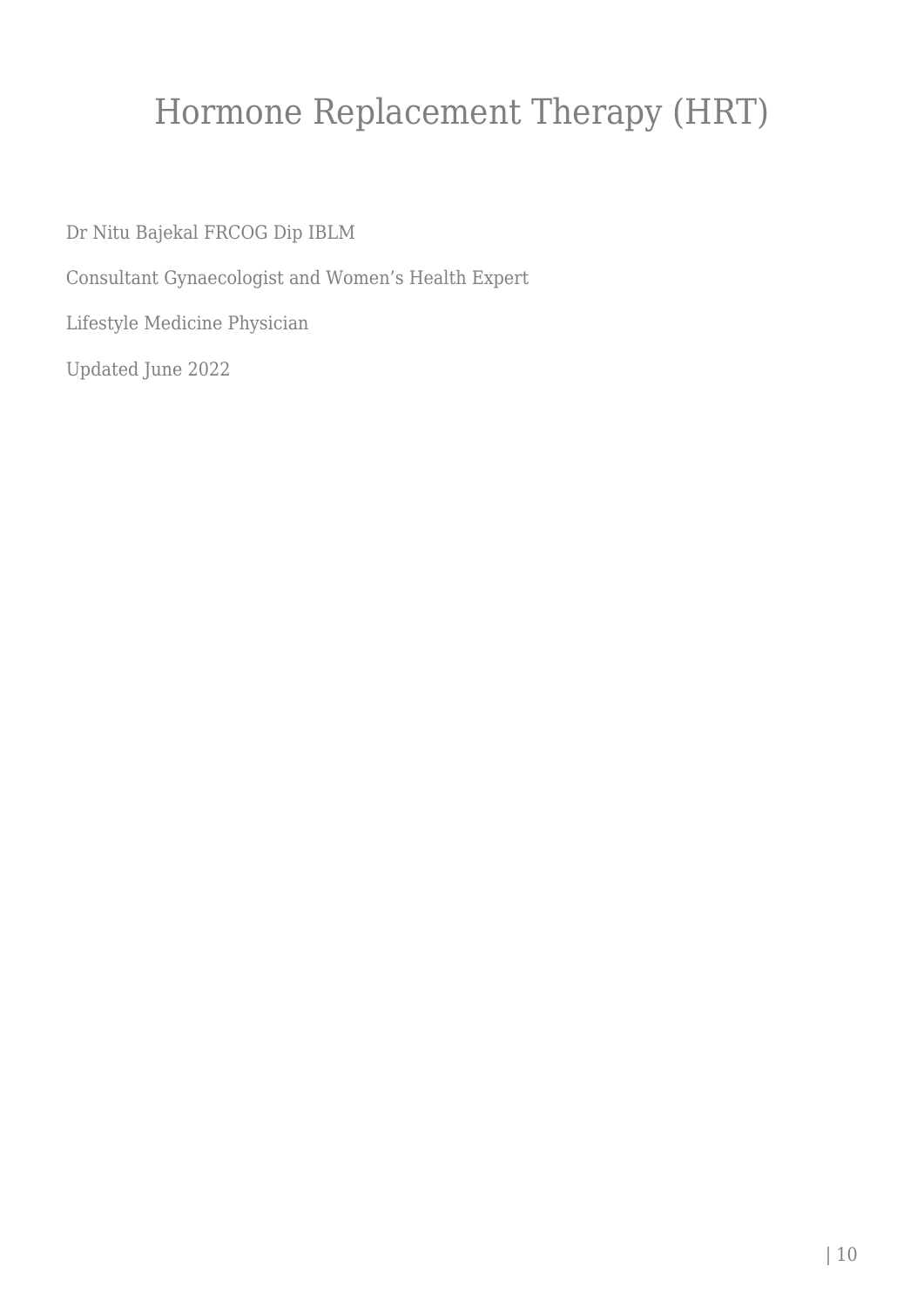# Hormone Replacement Therapy (HRT)

Dr Nitu Bajekal FRCOG Dip IBLM

Consultant Gynaecologist and Women's Health Expert

Lifestyle Medicine Physician

Updated June 2022